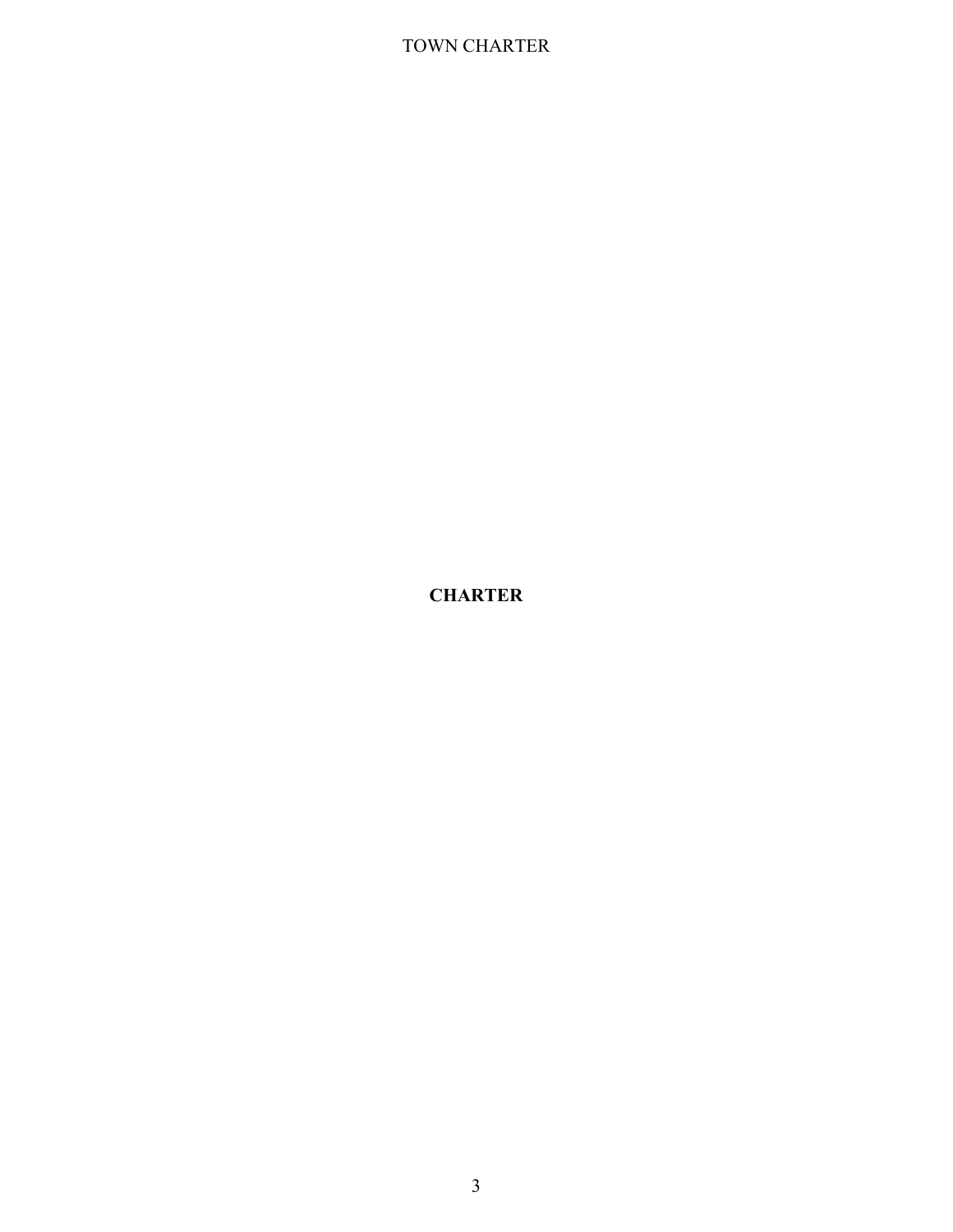# CHARTER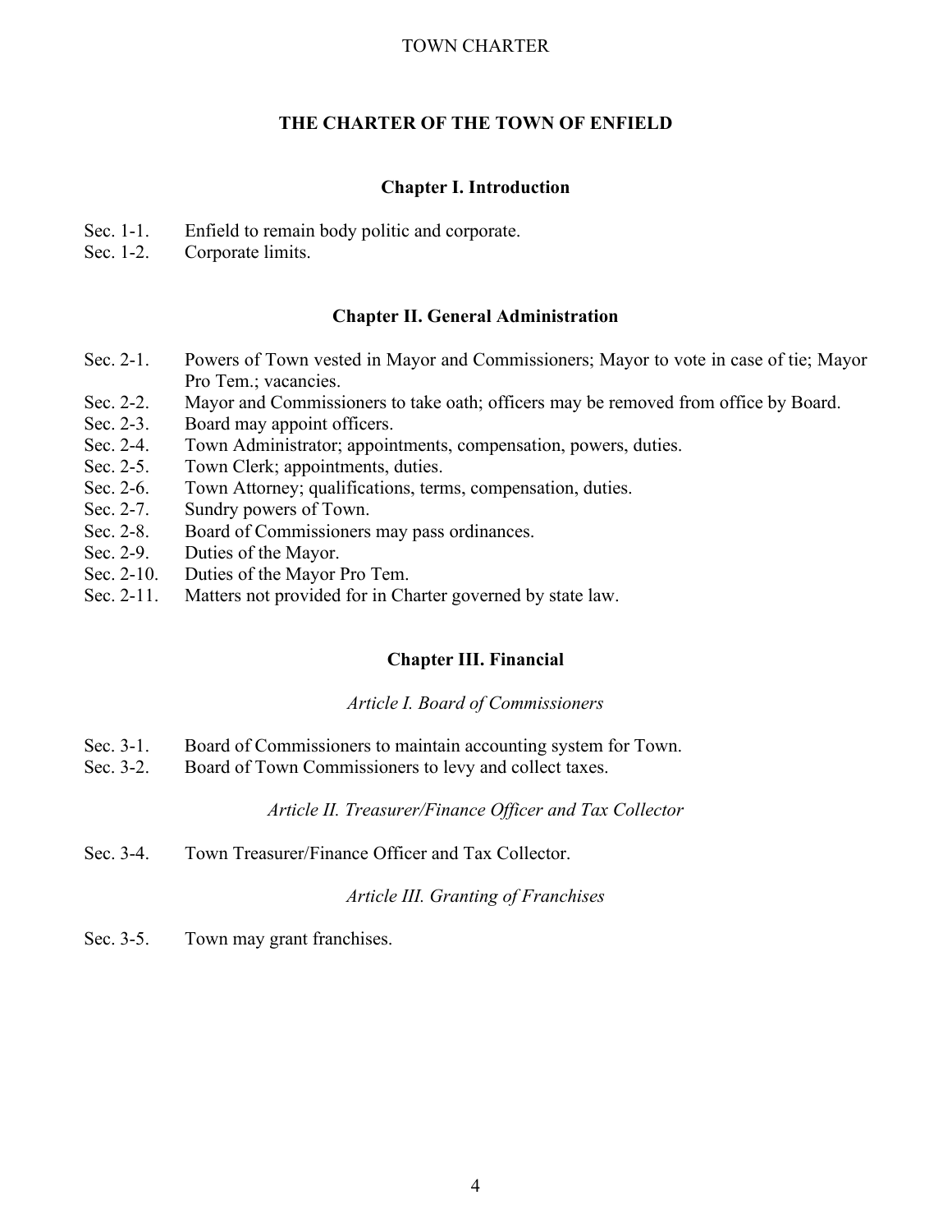# THE CHARTER OF THE TOWN OF ENFIELD

## Chapter I. Introduction

Sec. 1-1. Enfield to remain body politic and corporate.
Sec. 1-2. Corporate limits.

## Chapter II. General Administration

Sec. 2-1. Powers of Town vested in Mayor and Commissioners; Mayor to vote in case of tie; Mayor Pro Tem.; vacancies.
Sec. 2-2. Mayor and Commissioners to take oath; officers may be removed from office by Board.
Sec. 2-3. Board may appoint officers.
Sec. 2-4. Town Administrator; appointments, compensation, powers, duties.
Sec. 2-5. Town Clerk; appointments, duties.
Sec. 2-6. Town Attorney; qualifications, terms, compensation, duties.
Sec. 2-7. Sundry powers of Town.
Sec. 2-8. Board of Commissioners may pass ordinances.
Sec. 2-9. Duties of the Mayor.
Sec. 2-10. Duties of the Mayor Pro Tem.
Sec. 2-11. Matters not provided for in Charter governed by state law.

## Chapter III. Financial

*Article I. Board of Commissioners*

Sec. 3-1. Board of Commissioners to maintain accounting system for Town.
Sec. 3-2. Board of Town Commissioners to levy and collect taxes.

*Article II. Treasurer/Finance Officer and Tax Collector*

Sec. 3-4. Town Treasurer/Finance Officer and Tax Collector.

*Article III. Granting of Franchises*

Sec. 3-5. Town may grant franchises.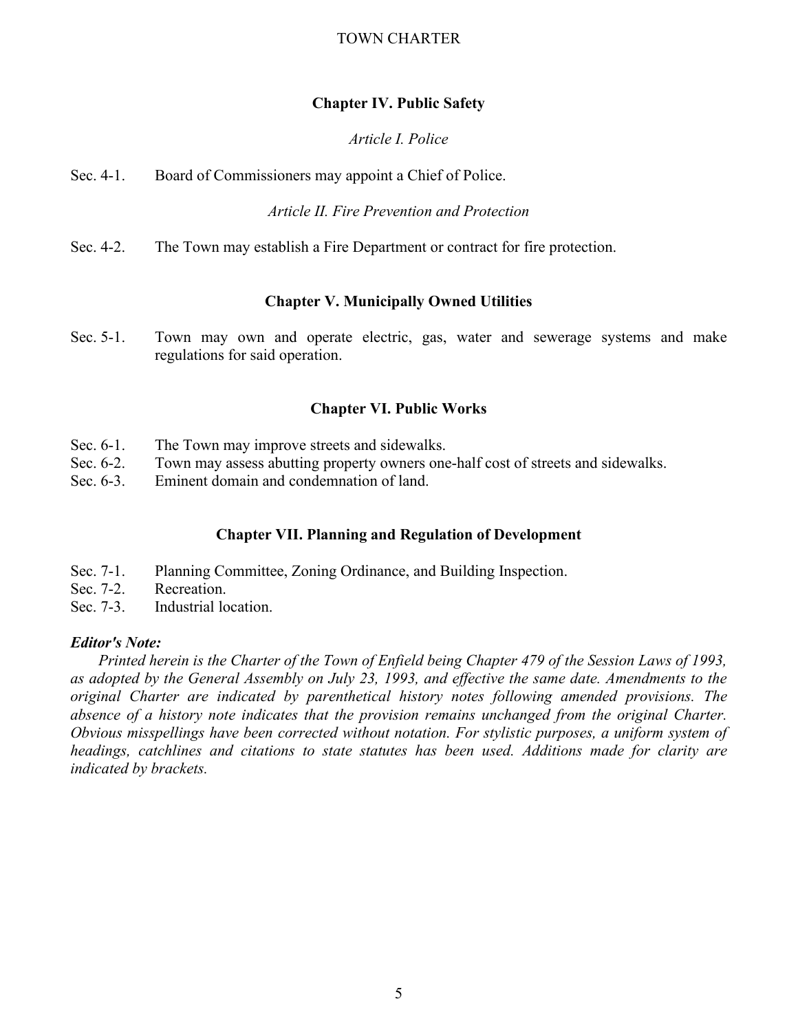## Chapter IV. Public Safety

*Article I. Police*

Sec. 4-1. Board of Commissioners may appoint a Chief of Police.

*Article II. Fire Prevention and Protection*

Sec. 4-2. The Town may establish a Fire Department or contract for fire protection.

## Chapter V. Municipally Owned Utilities

Sec. 5-1. Town may own and operate electric, gas, water and sewerage systems and make regulations for said operation.

## Chapter VI. Public Works

Sec. 6-1. The Town may improve streets and sidewalks.
Sec. 6-2. Town may assess abutting property owners one-half cost of streets and sidewalks.
Sec. 6-3. Eminent domain and condemnation of land.

## Chapter VII. Planning and Regulation of Development

Sec. 7-1. Planning Committee, Zoning Ordinance, and Building Inspection.
Sec. 7-2. Recreation.
Sec. 7-3. Industrial location.

***Editor's Note:***

*Printed herein is the Charter of the Town of Enfield being Chapter 479 of the Session Laws of 1993, as adopted by the General Assembly on July 23, 1993, and effective the same date. Amendments to the original Charter are indicated by parenthetical history notes following amended provisions. The absence of a history note indicates that the provision remains unchanged from the original Charter. Obvious misspellings have been corrected without notation. For stylistic purposes, a uniform system of headings, catchlines and citations to state statutes has been used. Additions made for clarity are indicated by brackets.*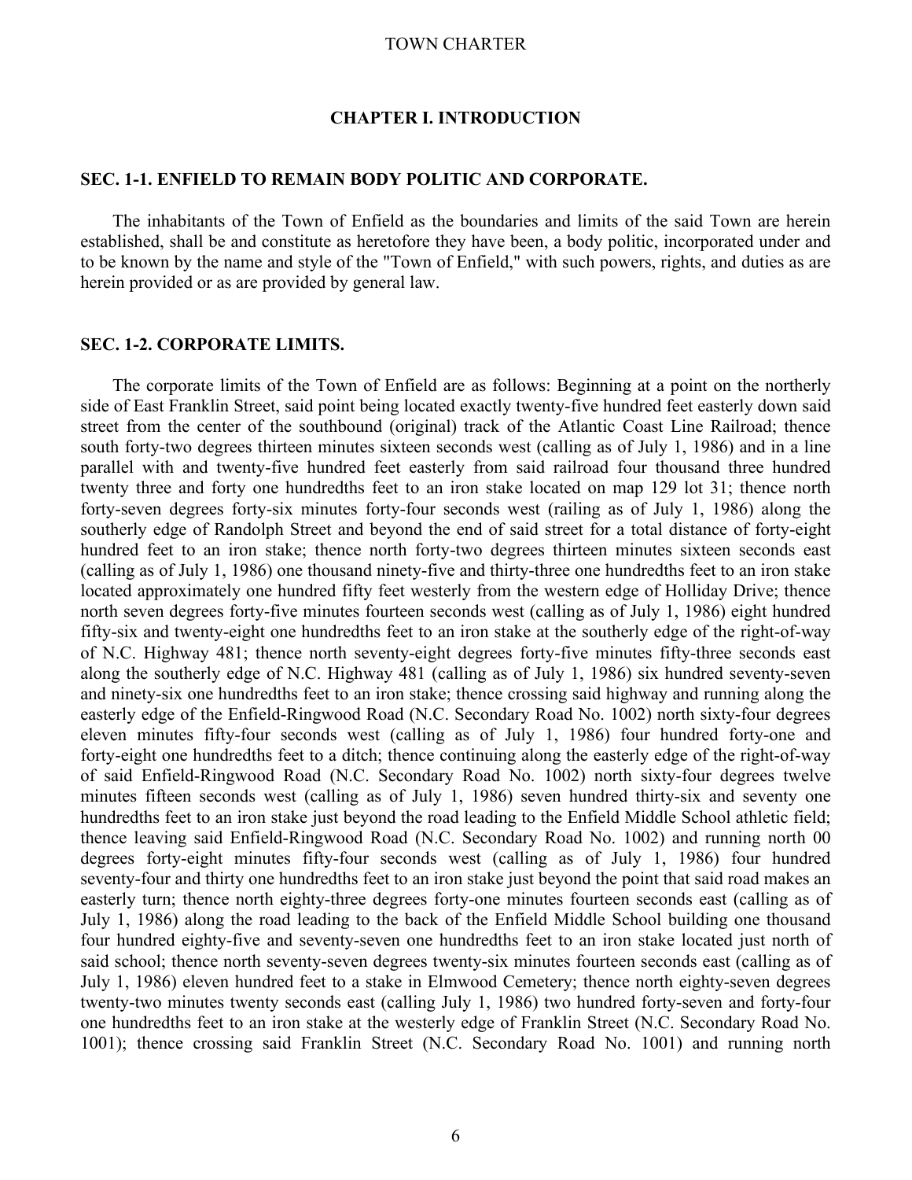# TOWN CHARTER

## CHAPTER I. INTRODUCTION

### SEC. 1-1. ENFIELD TO REMAIN BODY POLITIC AND CORPORATE.

The inhabitants of the Town of Enfield as the boundaries and limits of the said Town are herein established, shall be and constitute as heretofore they have been, a body politic, incorporated under and to be known by the name and style of the "Town of Enfield," with such powers, rights, and duties as are herein provided or as are provided by general law.

### SEC. 1-2. CORPORATE LIMITS.

The corporate limits of the Town of Enfield are as follows: Beginning at a point on the northerly side of East Franklin Street, said point being located exactly twenty-five hundred feet easterly down said street from the center of the southbound (original) track of the Atlantic Coast Line Railroad; thence south forty-two degrees thirteen minutes sixteen seconds west (calling as of July 1, 1986) and in a line parallel with and twenty-five hundred feet easterly from said railroad four thousand three hundred twenty three and forty one hundredths feet to an iron stake located on map 129 lot 31; thence north forty-seven degrees forty-six minutes forty-four seconds west (railing as of July 1, 1986) along the southerly edge of Randolph Street and beyond the end of said street for a total distance of forty-eight hundred feet to an iron stake; thence north forty-two degrees thirteen minutes sixteen seconds east (calling as of July 1, 1986) one thousand ninety-five and thirty-three one hundredths feet to an iron stake located approximately one hundred fifty feet westerly from the western edge of Holliday Drive; thence north seven degrees forty-five minutes fourteen seconds west (calling as of July 1, 1986) eight hundred fifty-six and twenty-eight one hundredths feet to an iron stake at the southerly edge of the right-of-way of N.C. Highway 481; thence north seventy-eight degrees forty-five minutes fifty-three seconds east along the southerly edge of N.C. Highway 481 (calling as of July 1, 1986) six hundred seventy-seven and ninety-six one hundredths feet to an iron stake; thence crossing said highway and running along the easterly edge of the Enfield-Ringwood Road (N.C. Secondary Road No. 1002) north sixty-four degrees eleven minutes fifty-four seconds west (calling as of July 1, 1986) four hundred forty-one and forty-eight one hundredths feet to a ditch; thence continuing along the easterly edge of the right-of-way of said Enfield-Ringwood Road (N.C. Secondary Road No. 1002) north sixty-four degrees twelve minutes fifteen seconds west (calling as of July 1, 1986) seven hundred thirty-six and seventy one hundredths feet to an iron stake just beyond the road leading to the Enfield Middle School athletic field; thence leaving said Enfield-Ringwood Road (N.C. Secondary Road No. 1002) and running north 00 degrees forty-eight minutes fifty-four seconds west (calling as of July 1, 1986) four hundred seventy-four and thirty one hundredths feet to an iron stake just beyond the point that said road makes an easterly turn; thence north eighty-three degrees forty-one minutes fourteen seconds east (calling as of July 1, 1986) along the road leading to the back of the Enfield Middle School building one thousand four hundred eighty-five and seventy-seven one hundredths feet to an iron stake located just north of said school; thence north seventy-seven degrees twenty-six minutes fourteen seconds east (calling as of July 1, 1986) eleven hundred feet to a stake in Elmwood Cemetery; thence north eighty-seven degrees twenty-two minutes twenty seconds east (calling July 1, 1986) two hundred forty-seven and forty-four one hundredths feet to an iron stake at the westerly edge of Franklin Street (N.C. Secondary Road No. 1001); thence crossing said Franklin Street (N.C. Secondary Road No. 1001) and running north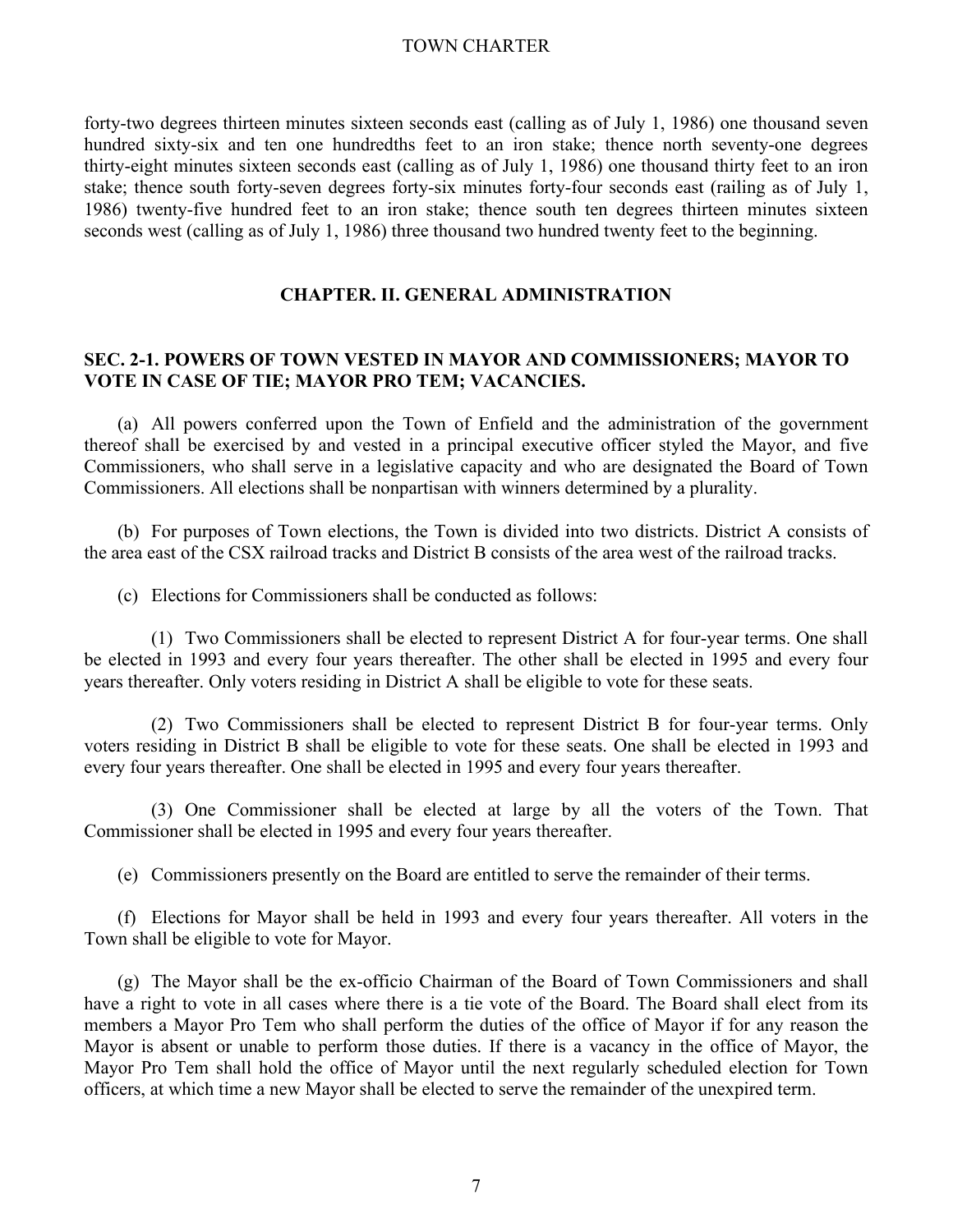forty-two degrees thirteen minutes sixteen seconds east (calling as of July 1, 1986) one thousand seven hundred sixty-six and ten one hundredths feet to an iron stake; thence north seventy-one degrees thirty-eight minutes sixteen seconds east (calling as of July 1, 1986) one thousand thirty feet to an iron stake; thence south forty-seven degrees forty-six minutes forty-four seconds east (railing as of July 1, 1986) twenty-five hundred feet to an iron stake; thence south ten degrees thirteen minutes sixteen seconds west (calling as of July 1, 1986) three thousand two hundred twenty feet to the beginning.

## CHAPTER. II. GENERAL ADMINISTRATION

### SEC. 2-1. POWERS OF TOWN VESTED IN MAYOR AND COMMISSIONERS; MAYOR TO VOTE IN CASE OF TIE; MAYOR PRO TEM; VACANCIES.

(a) All powers conferred upon the Town of Enfield and the administration of the government thereof shall be exercised by and vested in a principal executive officer styled the Mayor, and five Commissioners, who shall serve in a legislative capacity and who are designated the Board of Town Commissioners. All elections shall be nonpartisan with winners determined by a plurality.

(b) For purposes of Town elections, the Town is divided into two districts. District A consists of the area east of the CSX railroad tracks and District B consists of the area west of the railroad tracks.

(c) Elections for Commissioners shall be conducted as follows:

(1) Two Commissioners shall be elected to represent District A for four-year terms. One shall be elected in 1993 and every four years thereafter. The other shall be elected in 1995 and every four years thereafter. Only voters residing in District A shall be eligible to vote for these seats.

(2) Two Commissioners shall be elected to represent District B for four-year terms. Only voters residing in District B shall be eligible to vote for these seats. One shall be elected in 1993 and every four years thereafter. One shall be elected in 1995 and every four years thereafter.

(3) One Commissioner shall be elected at large by all the voters of the Town. That Commissioner shall be elected in 1995 and every four years thereafter.

(e) Commissioners presently on the Board are entitled to serve the remainder of their terms.

(f) Elections for Mayor shall be held in 1993 and every four years thereafter. All voters in the Town shall be eligible to vote for Mayor.

(g) The Mayor shall be the ex-officio Chairman of the Board of Town Commissioners and shall have a right to vote in all cases where there is a tie vote of the Board. The Board shall elect from its members a Mayor Pro Tem who shall perform the duties of the office of Mayor if for any reason the Mayor is absent or unable to perform those duties. If there is a vacancy in the office of Mayor, the Mayor Pro Tem shall hold the office of Mayor until the next regularly scheduled election for Town officers, at which time a new Mayor shall be elected to serve the remainder of the unexpired term.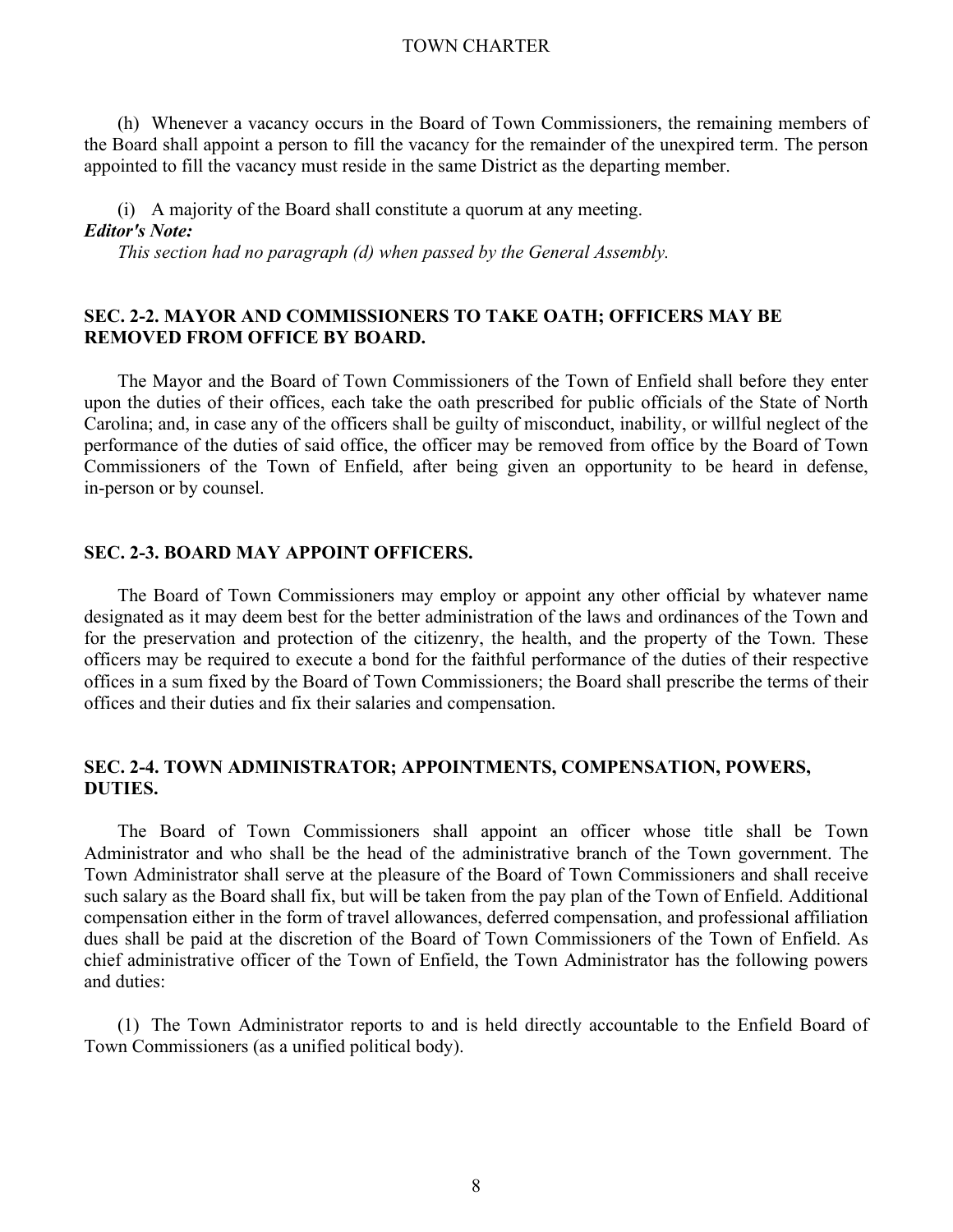(h) Whenever a vacancy occurs in the Board of Town Commissioners, the remaining members of the Board shall appoint a person to fill the vacancy for the remainder of the unexpired term. The person appointed to fill the vacancy must reside in the same District as the departing member.

(i) A majority of the Board shall constitute a quorum at any meeting.

***Editor's Note:***

*This section had no paragraph (d) when passed by the General Assembly.*

## SEC. 2-2. MAYOR AND COMMISSIONERS TO TAKE OATH; OFFICERS MAY BE REMOVED FROM OFFICE BY BOARD.

The Mayor and the Board of Town Commissioners of the Town of Enfield shall before they enter upon the duties of their offices, each take the oath prescribed for public officials of the State of North Carolina; and, in case any of the officers shall be guilty of misconduct, inability, or willful neglect of the performance of the duties of said office, the officer may be removed from office by the Board of Town Commissioners of the Town of Enfield, after being given an opportunity to be heard in defense, in-person or by counsel.

## SEC. 2-3. BOARD MAY APPOINT OFFICERS.

The Board of Town Commissioners may employ or appoint any other official by whatever name designated as it may deem best for the better administration of the laws and ordinances of the Town and for the preservation and protection of the citizenry, the health, and the property of the Town. These officers may be required to execute a bond for the faithful performance of the duties of their respective offices in a sum fixed by the Board of Town Commissioners; the Board shall prescribe the terms of their offices and their duties and fix their salaries and compensation.

## SEC. 2-4. TOWN ADMINISTRATOR; APPOINTMENTS, COMPENSATION, POWERS, DUTIES.

The Board of Town Commissioners shall appoint an officer whose title shall be Town Administrator and who shall be the head of the administrative branch of the Town government. The Town Administrator shall serve at the pleasure of the Board of Town Commissioners and shall receive such salary as the Board shall fix, but will be taken from the pay plan of the Town of Enfield. Additional compensation either in the form of travel allowances, deferred compensation, and professional affiliation dues shall be paid at the discretion of the Board of Town Commissioners of the Town of Enfield. As chief administrative officer of the Town of Enfield, the Town Administrator has the following powers and duties:

(1) The Town Administrator reports to and is held directly accountable to the Enfield Board of Town Commissioners (as a unified political body).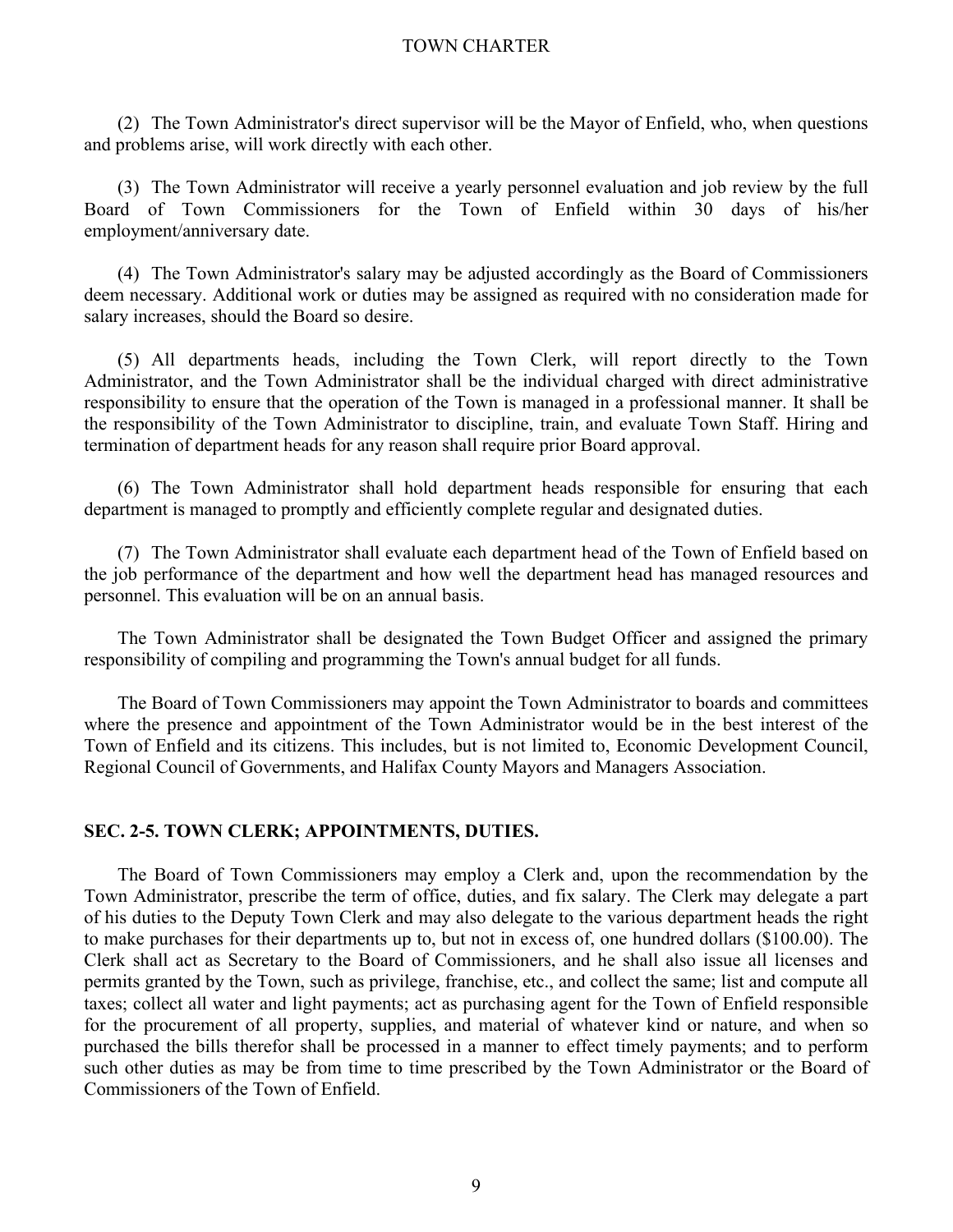(2) The Town Administrator's direct supervisor will be the Mayor of Enfield, who, when questions and problems arise, will work directly with each other.

(3) The Town Administrator will receive a yearly personnel evaluation and job review by the full Board of Town Commissioners for the Town of Enfield within 30 days of his/her employment/anniversary date.

(4) The Town Administrator's salary may be adjusted accordingly as the Board of Commissioners deem necessary. Additional work or duties may be assigned as required with no consideration made for salary increases, should the Board so desire.

(5) All departments heads, including the Town Clerk, will report directly to the Town Administrator, and the Town Administrator shall be the individual charged with direct administrative responsibility to ensure that the operation of the Town is managed in a professional manner. It shall be the responsibility of the Town Administrator to discipline, train, and evaluate Town Staff. Hiring and termination of department heads for any reason shall require prior Board approval.

(6) The Town Administrator shall hold department heads responsible for ensuring that each department is managed to promptly and efficiently complete regular and designated duties.

(7) The Town Administrator shall evaluate each department head of the Town of Enfield based on the job performance of the department and how well the department head has managed resources and personnel. This evaluation will be on an annual basis.

The Town Administrator shall be designated the Town Budget Officer and assigned the primary responsibility of compiling and programming the Town's annual budget for all funds.

The Board of Town Commissioners may appoint the Town Administrator to boards and committees where the presence and appointment of the Town Administrator would be in the best interest of the Town of Enfield and its citizens. This includes, but is not limited to, Economic Development Council, Regional Council of Governments, and Halifax County Mayors and Managers Association.

### SEC. 2-5. TOWN CLERK; APPOINTMENTS, DUTIES.

The Board of Town Commissioners may employ a Clerk and, upon the recommendation by the Town Administrator, prescribe the term of office, duties, and fix salary. The Clerk may delegate a part of his duties to the Deputy Town Clerk and may also delegate to the various department heads the right to make purchases for their departments up to, but not in excess of, one hundred dollars ($100.00). The Clerk shall act as Secretary to the Board of Commissioners, and he shall also issue all licenses and permits granted by the Town, such as privilege, franchise, etc., and collect the same; list and compute all taxes; collect all water and light payments; act as purchasing agent for the Town of Enfield responsible for the procurement of all property, supplies, and material of whatever kind or nature, and when so purchased the bills therefor shall be processed in a manner to effect timely payments; and to perform such other duties as may be from time to time prescribed by the Town Administrator or the Board of Commissioners of the Town of Enfield.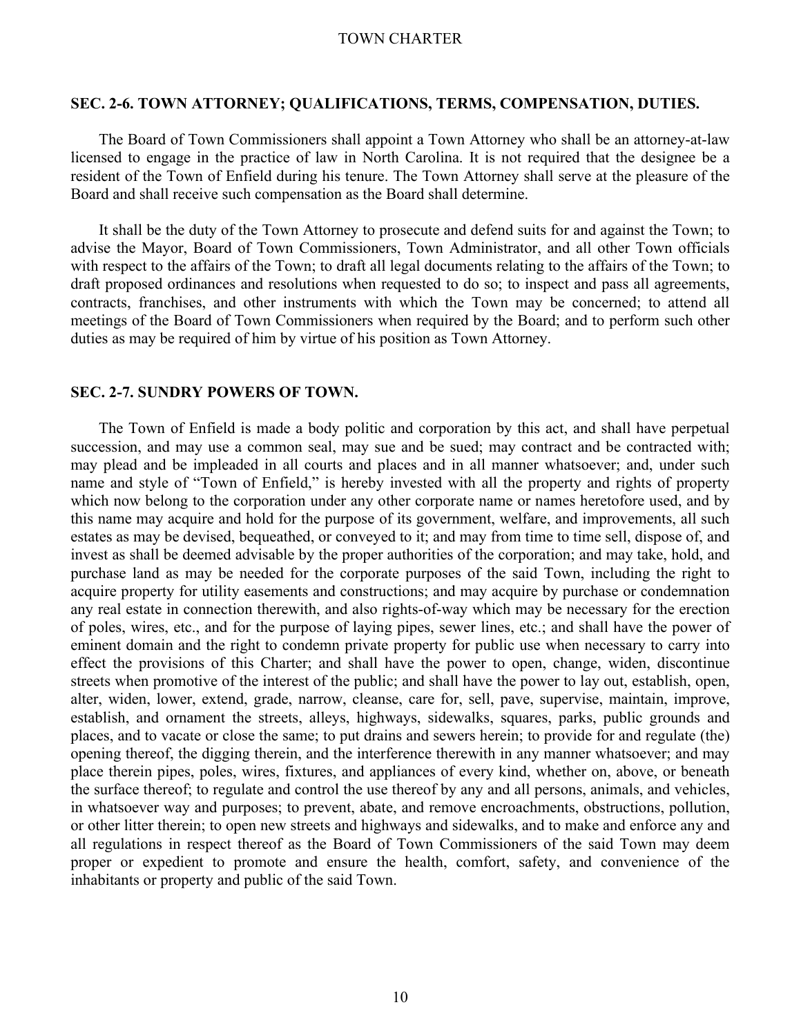### SEC. 2-6. TOWN ATTORNEY; QUALIFICATIONS, TERMS, COMPENSATION, DUTIES.

The Board of Town Commissioners shall appoint a Town Attorney who shall be an attorney-at-law licensed to engage in the practice of law in North Carolina. It is not required that the designee be a resident of the Town of Enfield during his tenure. The Town Attorney shall serve at the pleasure of the Board and shall receive such compensation as the Board shall determine.

It shall be the duty of the Town Attorney to prosecute and defend suits for and against the Town; to advise the Mayor, Board of Town Commissioners, Town Administrator, and all other Town officials with respect to the affairs of the Town; to draft all legal documents relating to the affairs of the Town; to draft proposed ordinances and resolutions when requested to do so; to inspect and pass all agreements, contracts, franchises, and other instruments with which the Town may be concerned; to attend all meetings of the Board of Town Commissioners when required by the Board; and to perform such other duties as may be required of him by virtue of his position as Town Attorney.

### SEC. 2-7. SUNDRY POWERS OF TOWN.

The Town of Enfield is made a body politic and corporation by this act, and shall have perpetual succession, and may use a common seal, may sue and be sued; may contract and be contracted with; may plead and be impleaded in all courts and places and in all manner whatsoever; and, under such name and style of "Town of Enfield," is hereby invested with all the property and rights of property which now belong to the corporation under any other corporate name or names heretofore used, and by this name may acquire and hold for the purpose of its government, welfare, and improvements, all such estates as may be devised, bequeathed, or conveyed to it; and may from time to time sell, dispose of, and invest as shall be deemed advisable by the proper authorities of the corporation; and may take, hold, and purchase land as may be needed for the corporate purposes of the said Town, including the right to acquire property for utility easements and constructions; and may acquire by purchase or condemnation any real estate in connection therewith, and also rights-of-way which may be necessary for the erection of poles, wires, etc., and for the purpose of laying pipes, sewer lines, etc.; and shall have the power of eminent domain and the right to condemn private property for public use when necessary to carry into effect the provisions of this Charter; and shall have the power to open, change, widen, discontinue streets when promotive of the interest of the public; and shall have the power to lay out, establish, open, alter, widen, lower, extend, grade, narrow, cleanse, care for, sell, pave, supervise, maintain, improve, establish, and ornament the streets, alleys, highways, sidewalks, squares, parks, public grounds and places, and to vacate or close the same; to put drains and sewers herein; to provide for and regulate (the) opening thereof, the digging therein, and the interference therewith in any manner whatsoever; and may place therein pipes, poles, wires, fixtures, and appliances of every kind, whether on, above, or beneath the surface thereof; to regulate and control the use thereof by any and all persons, animals, and vehicles, in whatsoever way and purposes; to prevent, abate, and remove encroachments, obstructions, pollution, or other litter therein; to open new streets and highways and sidewalks, and to make and enforce any and all regulations in respect thereof as the Board of Town Commissioners of the said Town may deem proper or expedient to promote and ensure the health, comfort, safety, and convenience of the inhabitants or property and public of the said Town.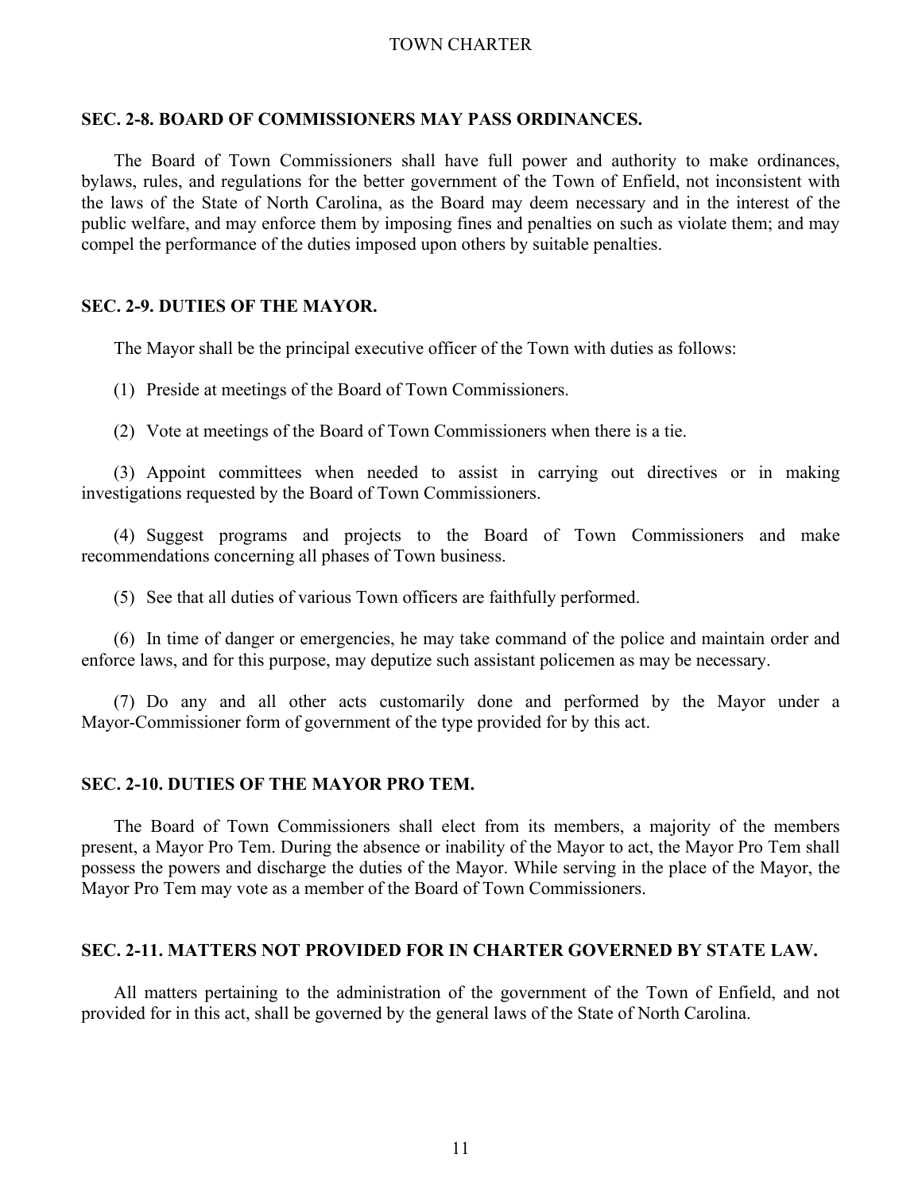### SEC. 2-8. BOARD OF COMMISSIONERS MAY PASS ORDINANCES.

The Board of Town Commissioners shall have full power and authority to make ordinances, bylaws, rules, and regulations for the better government of the Town of Enfield, not inconsistent with the laws of the State of North Carolina, as the Board may deem necessary and in the interest of the public welfare, and may enforce them by imposing fines and penalties on such as violate them; and may compel the performance of the duties imposed upon others by suitable penalties.

### SEC. 2-9. DUTIES OF THE MAYOR.

The Mayor shall be the principal executive officer of the Town with duties as follows:

(1) Preside at meetings of the Board of Town Commissioners.

(2) Vote at meetings of the Board of Town Commissioners when there is a tie.

(3) Appoint committees when needed to assist in carrying out directives or in making investigations requested by the Board of Town Commissioners.

(4) Suggest programs and projects to the Board of Town Commissioners and make recommendations concerning all phases of Town business.

(5) See that all duties of various Town officers are faithfully performed.

(6) In time of danger or emergencies, he may take command of the police and maintain order and enforce laws, and for this purpose, may deputize such assistant policemen as may be necessary.

(7) Do any and all other acts customarily done and performed by the Mayor under a Mayor-Commissioner form of government of the type provided for by this act.

### SEC. 2-10. DUTIES OF THE MAYOR PRO TEM.

The Board of Town Commissioners shall elect from its members, a majority of the members present, a Mayor Pro Tem. During the absence or inability of the Mayor to act, the Mayor Pro Tem shall possess the powers and discharge the duties of the Mayor. While serving in the place of the Mayor, the Mayor Pro Tem may vote as a member of the Board of Town Commissioners.

### SEC. 2-11. MATTERS NOT PROVIDED FOR IN CHARTER GOVERNED BY STATE LAW.

All matters pertaining to the administration of the government of the Town of Enfield, and not provided for in this act, shall be governed by the general laws of the State of North Carolina.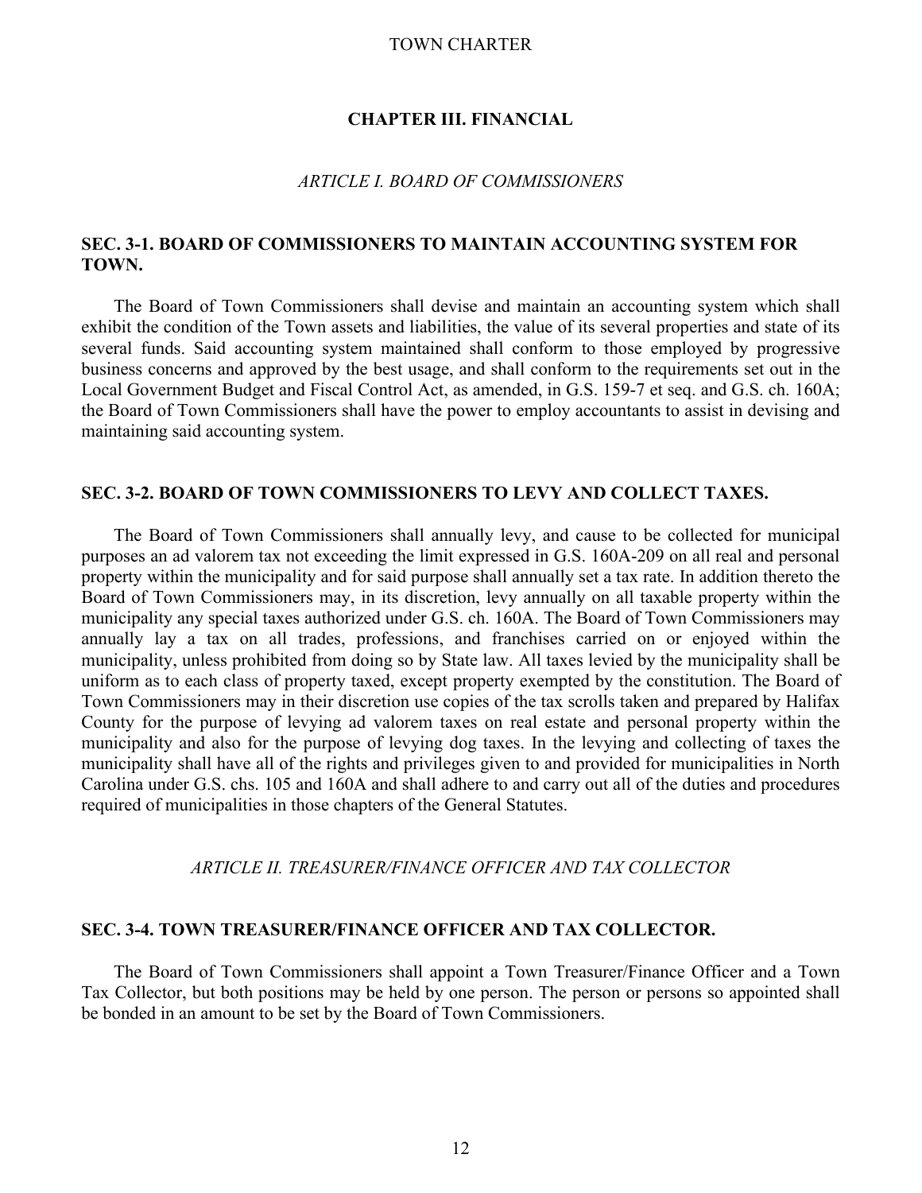## CHAPTER III. FINANCIAL

### *ARTICLE I. BOARD OF COMMISSIONERS*

#### SEC. 3-1. BOARD OF COMMISSIONERS TO MAINTAIN ACCOUNTING SYSTEM FOR TOWN.

The Board of Town Commissioners shall devise and maintain an accounting system which shall exhibit the condition of the Town assets and liabilities, the value of its several properties and state of its several funds. Said accounting system maintained shall conform to those employed by progressive business concerns and approved by the best usage, and shall conform to the requirements set out in the Local Government Budget and Fiscal Control Act, as amended, in G.S. 159-7 et seq. and G.S. ch. 160A; the Board of Town Commissioners shall have the power to employ accountants to assist in devising and maintaining said accounting system.

#### SEC. 3-2. BOARD OF TOWN COMMISSIONERS TO LEVY AND COLLECT TAXES.

The Board of Town Commissioners shall annually levy, and cause to be collected for municipal purposes an ad valorem tax not exceeding the limit expressed in G.S. 160A-209 on all real and personal property within the municipality and for said purpose shall annually set a tax rate. In addition thereto the Board of Town Commissioners may, in its discretion, levy annually on all taxable property within the municipality any special taxes authorized under G.S. ch. 160A. The Board of Town Commissioners may annually lay a tax on all trades, professions, and franchises carried on or enjoyed within the municipality, unless prohibited from doing so by State law. All taxes levied by the municipality shall be uniform as to each class of property taxed, except property exempted by the constitution. The Board of Town Commissioners may in their discretion use copies of the tax scrolls taken and prepared by Halifax County for the purpose of levying ad valorem taxes on real estate and personal property within the municipality and also for the purpose of levying dog taxes. In the levying and collecting of taxes the municipality shall have all of the rights and privileges given to and provided for municipalities in North Carolina under G.S. chs. 105 and 160A and shall adhere to and carry out all of the duties and procedures required of municipalities in those chapters of the General Statutes.

### *ARTICLE II. TREASURER/FINANCE OFFICER AND TAX COLLECTOR*

#### SEC. 3-4. TOWN TREASURER/FINANCE OFFICER AND TAX COLLECTOR.

The Board of Town Commissioners shall appoint a Town Treasurer/Finance Officer and a Town Tax Collector, but both positions may be held by one person. The person or persons so appointed shall be bonded in an amount to be set by the Board of Town Commissioners.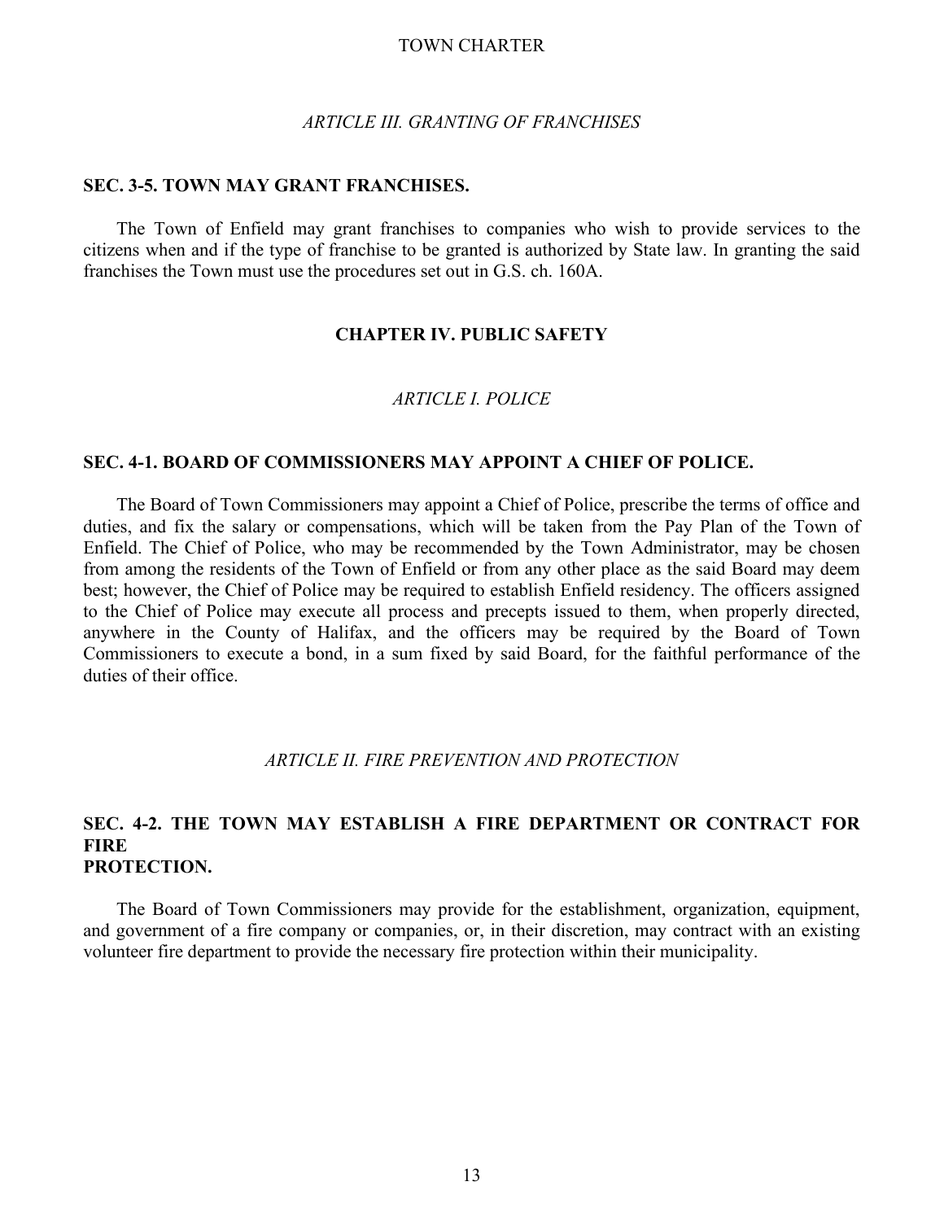### *ARTICLE III. GRANTING OF FRANCHISES*

**SEC. 3-5. TOWN MAY GRANT FRANCHISES.**

The Town of Enfield may grant franchises to companies who wish to provide services to the citizens when and if the type of franchise to be granted is authorized by State law. In granting the said franchises the Town must use the procedures set out in G.S. ch. 160A.

## CHAPTER IV. PUBLIC SAFETY

### *ARTICLE I. POLICE*

**SEC. 4-1. BOARD OF COMMISSIONERS MAY APPOINT A CHIEF OF POLICE.**

The Board of Town Commissioners may appoint a Chief of Police, prescribe the terms of office and duties, and fix the salary or compensations, which will be taken from the Pay Plan of the Town of Enfield. The Chief of Police, who may be recommended by the Town Administrator, may be chosen from among the residents of the Town of Enfield or from any other place as the said Board may deem best; however, the Chief of Police may be required to establish Enfield residency. The officers assigned to the Chief of Police may execute all process and precepts issued to them, when properly directed, anywhere in the County of Halifax, and the officers may be required by the Board of Town Commissioners to execute a bond, in a sum fixed by said Board, for the faithful performance of the duties of their office.

### *ARTICLE II. FIRE PREVENTION AND PROTECTION*

**SEC. 4-2. THE TOWN MAY ESTABLISH A FIRE DEPARTMENT OR CONTRACT FOR FIRE PROTECTION.**

The Board of Town Commissioners may provide for the establishment, organization, equipment, and government of a fire company or companies, or, in their discretion, may contract with an existing volunteer fire department to provide the necessary fire protection within their municipality.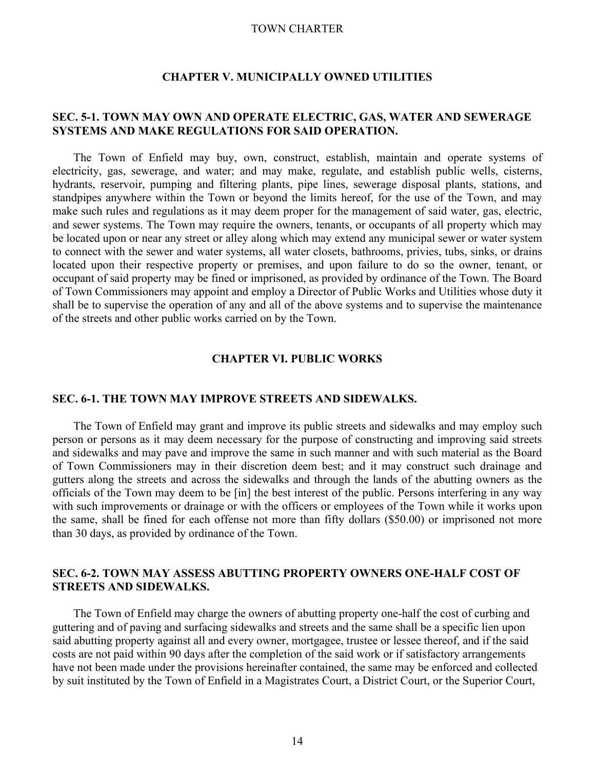## CHAPTER V. MUNICIPALLY OWNED UTILITIES

### SEC. 5-1. TOWN MAY OWN AND OPERATE ELECTRIC, GAS, WATER AND SEWERAGE SYSTEMS AND MAKE REGULATIONS FOR SAID OPERATION.

The Town of Enfield may buy, own, construct, establish, maintain and operate systems of electricity, gas, sewerage, and water; and may make, regulate, and establish public wells, cisterns, hydrants, reservoir, pumping and filtering plants, pipe lines, sewerage disposal plants, stations, and standpipes anywhere within the Town or beyond the limits hereof, for the use of the Town, and may make such rules and regulations as it may deem proper for the management of said water, gas, electric, and sewer systems. The Town may require the owners, tenants, or occupants of all property which may be located upon or near any street or alley along which may extend any municipal sewer or water system to connect with the sewer and water systems, all water closets, bathrooms, privies, tubs, sinks, or drains located upon their respective property or premises, and upon failure to do so the owner, tenant, or occupant of said property may be fined or imprisoned, as provided by ordinance of the Town. The Board of Town Commissioners may appoint and employ a Director of Public Works and Utilities whose duty it shall be to supervise the operation of any and all of the above systems and to supervise the maintenance of the streets and other public works carried on by the Town.

## CHAPTER VI. PUBLIC WORKS

### SEC. 6-1. THE TOWN MAY IMPROVE STREETS AND SIDEWALKS.

The Town of Enfield may grant and improve its public streets and sidewalks and may employ such person or persons as it may deem necessary for the purpose of constructing and improving said streets and sidewalks and may pave and improve the same in such manner and with such material as the Board of Town Commissioners may in their discretion deem best; and it may construct such drainage and gutters along the streets and across the sidewalks and through the lands of the abutting owners as the officials of the Town may deem to be [in] the best interest of the public. Persons interfering in any way with such improvements or drainage or with the officers or employees of the Town while it works upon the same, shall be fined for each offense not more than fifty dollars ($50.00) or imprisoned not more than 30 days, as provided by ordinance of the Town.

### SEC. 6-2. TOWN MAY ASSESS ABUTTING PROPERTY OWNERS ONE-HALF COST OF STREETS AND SIDEWALKS.

The Town of Enfield may charge the owners of abutting property one-half the cost of curbing and guttering and of paving and surfacing sidewalks and streets and the same shall be a specific lien upon said abutting property against all and every owner, mortgagee, trustee or lessee thereof, and if the said costs are not paid within 90 days after the completion of the said work or if satisfactory arrangements have not been made under the provisions hereinafter contained, the same may be enforced and collected by suit instituted by the Town of Enfield in a Magistrates Court, a District Court, or the Superior Court,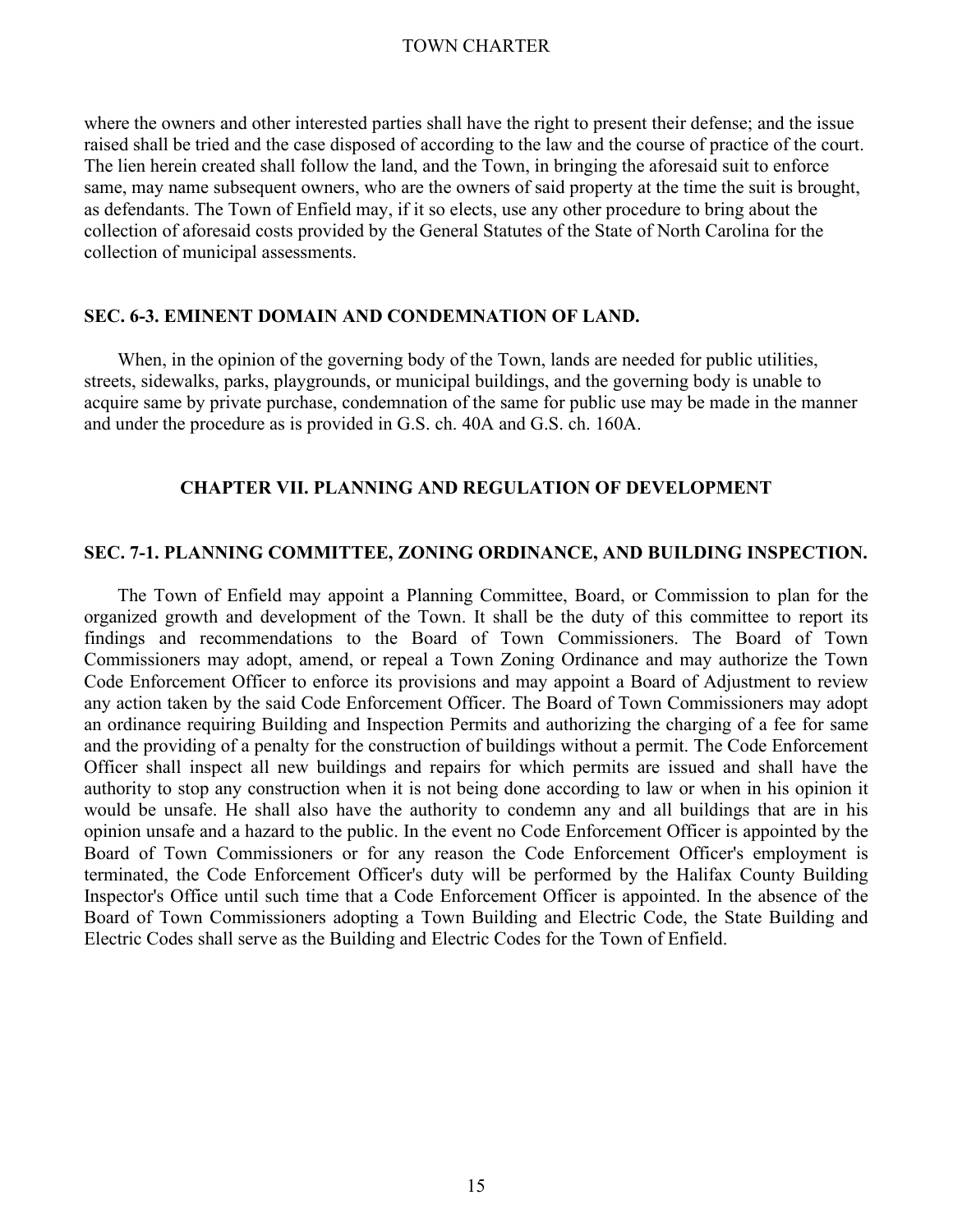where the owners and other interested parties shall have the right to present their defense; and the issue raised shall be tried and the case disposed of according to the law and the course of practice of the court. The lien herein created shall follow the land, and the Town, in bringing the aforesaid suit to enforce same, may name subsequent owners, who are the owners of said property at the time the suit is brought, as defendants. The Town of Enfield may, if it so elects, use any other procedure to bring about the collection of aforesaid costs provided by the General Statutes of the State of North Carolina for the collection of municipal assessments.

### SEC. 6-3. EMINENT DOMAIN AND CONDEMNATION OF LAND.

When, in the opinion of the governing body of the Town, lands are needed for public utilities, streets, sidewalks, parks, playgrounds, or municipal buildings, and the governing body is unable to acquire same by private purchase, condemnation of the same for public use may be made in the manner and under the procedure as is provided in G.S. ch. 40A and G.S. ch. 160A.

## CHAPTER VII. PLANNING AND REGULATION OF DEVELOPMENT

### SEC. 7-1. PLANNING COMMITTEE, ZONING ORDINANCE, AND BUILDING INSPECTION.

The Town of Enfield may appoint a Planning Committee, Board, or Commission to plan for the organized growth and development of the Town. It shall be the duty of this committee to report its findings and recommendations to the Board of Town Commissioners. The Board of Town Commissioners may adopt, amend, or repeal a Town Zoning Ordinance and may authorize the Town Code Enforcement Officer to enforce its provisions and may appoint a Board of Adjustment to review any action taken by the said Code Enforcement Officer. The Board of Town Commissioners may adopt an ordinance requiring Building and Inspection Permits and authorizing the charging of a fee for same and the providing of a penalty for the construction of buildings without a permit. The Code Enforcement Officer shall inspect all new buildings and repairs for which permits are issued and shall have the authority to stop any construction when it is not being done according to law or when in his opinion it would be unsafe. He shall also have the authority to condemn any and all buildings that are in his opinion unsafe and a hazard to the public. In the event no Code Enforcement Officer is appointed by the Board of Town Commissioners or for any reason the Code Enforcement Officer's employment is terminated, the Code Enforcement Officer's duty will be performed by the Halifax County Building Inspector's Office until such time that a Code Enforcement Officer is appointed. In the absence of the Board of Town Commissioners adopting a Town Building and Electric Code, the State Building and Electric Codes shall serve as the Building and Electric Codes for the Town of Enfield.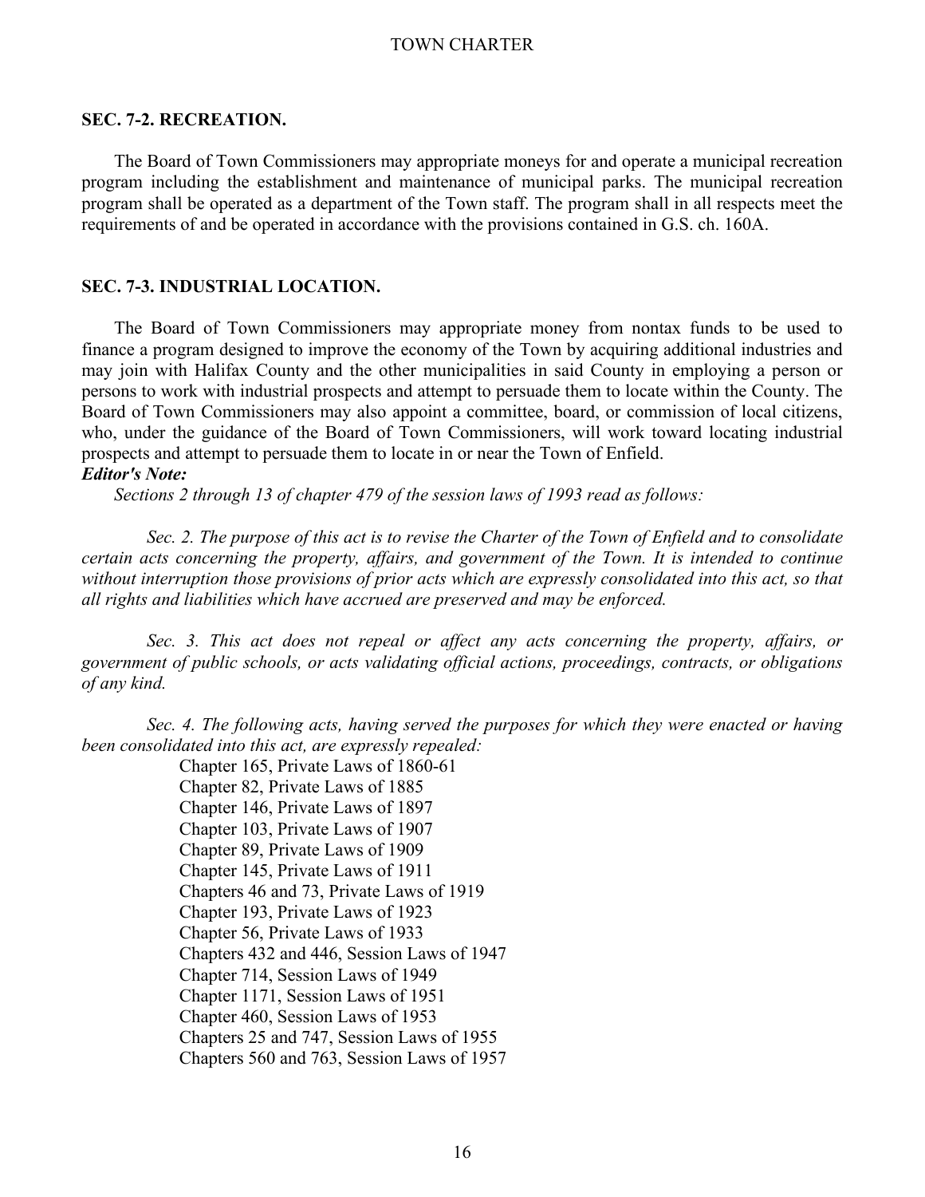### SEC. 7-2. RECREATION.

The Board of Town Commissioners may appropriate moneys for and operate a municipal recreation program including the establishment and maintenance of municipal parks. The municipal recreation program shall be operated as a department of the Town staff. The program shall in all respects meet the requirements of and be operated in accordance with the provisions contained in G.S. ch. 160A.

### SEC. 7-3. INDUSTRIAL LOCATION.

The Board of Town Commissioners may appropriate money from nontax funds to be used to finance a program designed to improve the economy of the Town by acquiring additional industries and may join with Halifax County and the other municipalities in said County in employing a person or persons to work with industrial prospects and attempt to persuade them to locate within the County. The Board of Town Commissioners may also appoint a committee, board, or commission of local citizens, who, under the guidance of the Board of Town Commissioners, will work toward locating industrial prospects and attempt to persuade them to locate in or near the Town of Enfield.

***Editor's Note:***

*Sections 2 through 13 of chapter 479 of the session laws of 1993 read as follows:*

*Sec. 2. The purpose of this act is to revise the Charter of the Town of Enfield and to consolidate certain acts concerning the property, affairs, and government of the Town. It is intended to continue without interruption those provisions of prior acts which are expressly consolidated into this act, so that all rights and liabilities which have accrued are preserved and may be enforced.*

*Sec. 3. This act does not repeal or affect any acts concerning the property, affairs, or government of public schools, or acts validating official actions, proceedings, contracts, or obligations of any kind.*

*Sec. 4. The following acts, having served the purposes for which they were enacted or having been consolidated into this act, are expressly repealed:*

Chapter 165, Private Laws of 1860-61
Chapter 82, Private Laws of 1885
Chapter 146, Private Laws of 1897
Chapter 103, Private Laws of 1907
Chapter 89, Private Laws of 1909
Chapter 145, Private Laws of 1911
Chapters 46 and 73, Private Laws of 1919
Chapter 193, Private Laws of 1923
Chapter 56, Private Laws of 1933
Chapters 432 and 446, Session Laws of 1947
Chapter 714, Session Laws of 1949
Chapter 1171, Session Laws of 1951
Chapter 460, Session Laws of 1953
Chapters 25 and 747, Session Laws of 1955
Chapters 560 and 763, Session Laws of 1957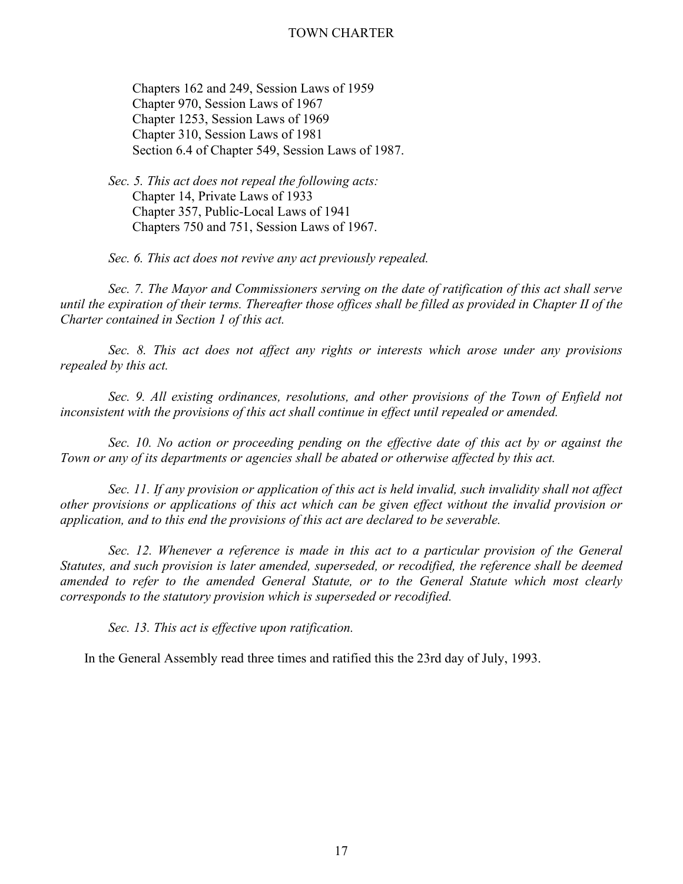Chapters 162 and 249, Session Laws of 1959
Chapter 970, Session Laws of 1967
Chapter 1253, Session Laws of 1969
Chapter 310, Session Laws of 1981
Section 6.4 of Chapter 549, Session Laws of 1987.

*Sec. 5. This act does not repeal the following acts:*
Chapter 14, Private Laws of 1933
Chapter 357, Public-Local Laws of 1941
Chapters 750 and 751, Session Laws of 1967.

*Sec. 6. This act does not revive any act previously repealed.*

*Sec. 7. The Mayor and Commissioners serving on the date of ratification of this act shall serve until the expiration of their terms. Thereafter those offices shall be filled as provided in Chapter II of the Charter contained in Section 1 of this act.*

*Sec. 8. This act does not affect any rights or interests which arose under any provisions repealed by this act.*

*Sec. 9. All existing ordinances, resolutions, and other provisions of the Town of Enfield not inconsistent with the provisions of this act shall continue in effect until repealed or amended.*

*Sec. 10. No action or proceeding pending on the effective date of this act by or against the Town or any of its departments or agencies shall be abated or otherwise affected by this act.*

*Sec. 11. If any provision or application of this act is held invalid, such invalidity shall not affect other provisions or applications of this act which can be given effect without the invalid provision or application, and to this end the provisions of this act are declared to be severable.*

*Sec. 12. Whenever a reference is made in this act to a particular provision of the General Statutes, and such provision is later amended, superseded, or recodified, the reference shall be deemed amended to refer to the amended General Statute, or to the General Statute which most clearly corresponds to the statutory provision which is superseded or recodified.*

*Sec. 13. This act is effective upon ratification.*

In the General Assembly read three times and ratified this the 23rd day of July, 1993.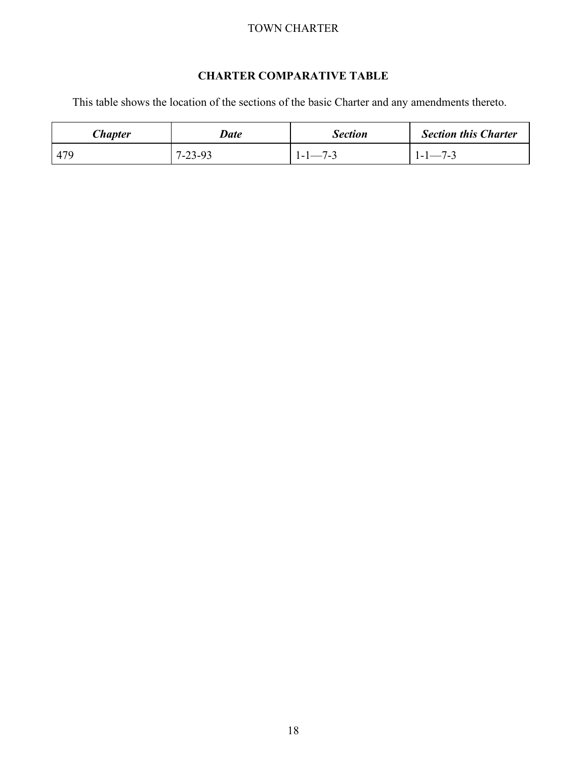## CHARTER COMPARATIVE TABLE

This table shows the location of the sections of the basic Charter and any amendments thereto.

| ***Chapter*** | ***Date*** | ***Section*** | ***Section this Charter*** |
|---|---|---|---|
| 479 | 7-23-93 | 1-1—7-3 | 1-1—7-3 |